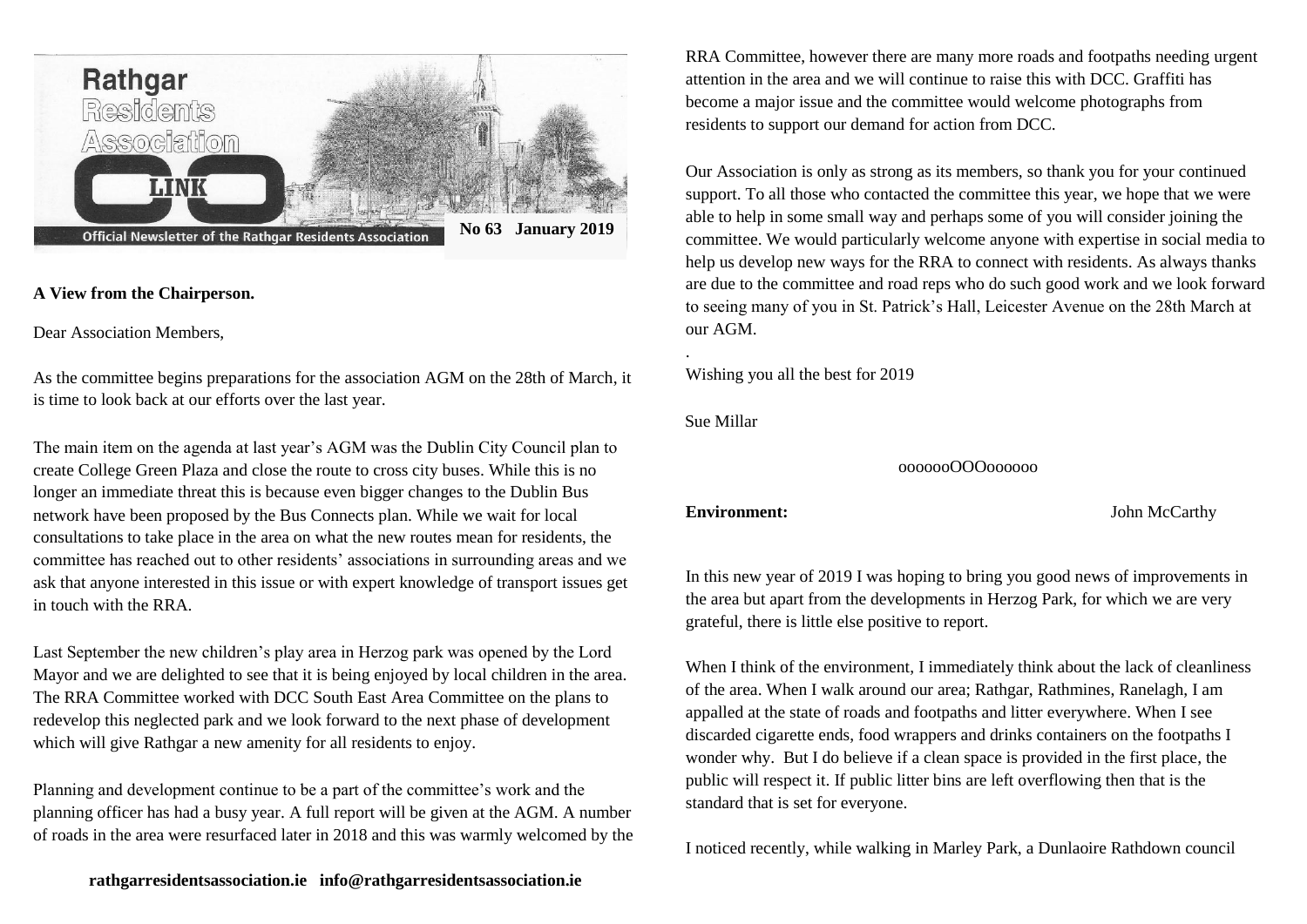# Rathgar Residents Association

## LINK

Official Newsletter of the Rathgar Residents Association

**No 63 January 2019**

**A View from the Chairperson.**

Dear Association Members,

As the committee begins preparations for the association AGM on the 28th of March, it is time to look back at our efforts over the last year.

The main item on the agenda at last year's AGM was the Dublin City Council plan to create College Green Plaza and close the route to cross city buses. While this is no longer an immediate threat this is because even bigger changes to the Dublin Bus network have been proposed by the Bus Connects plan. While we wait for local consultations to take place in the area on what the new routes mean for residents, the committee has reached out to other residents' associations in surrounding areas and we ask that anyone interested in this issue or with expert knowledge of transport issues get in touch with the RRA.

Last September the new children's play area in Herzog park was opened by the Lord Mayor and we are delighted to see that it is being enjoyed by local children in the area. The RRA Committee worked with DCC South East Area Committee on the plans to redevelop this neglected park and we look forward to the next phase of development which will give Rathgar a new amenity for all residents to enjoy.

Planning and development continue to be a part of the committee's work and the planning officer has had a busy year. A full report will be given at the AGM. A number of roads in the area were resurfaced later in 2018 and this was warmly welcomed by the RRA Committee, however there are many more roads and footpaths needing urgent attention in the area and we will continue to raise this with DCC. Graffiti has become a major issue and the committee would welcome photographs from residents to support our demand for action from DCC.

Our Association is only as strong as its members, so thank you for your continued support. To all those who contacted the committee this year, we hope that we were able to help in some small way and perhaps some of you will consider joining the committee. We would particularly welcome anyone with expertise in social media to help us develop new ways for the RRA to connect with residents. As always thanks are due to the committee and road reps who do such good work and we look forward to seeing many of you in St. Patrick's Hall, Leicester Avenue on the 28th March at our AGM.

.

Wishing you all the best for 2019

Sue Millar

ooooooOOOoooooo

**Environment:** John McCarthy

In this new year of 2019 I was hoping to bring you good news of improvements in the area but apart from the developments in Herzog Park, for which we are very grateful, there is little else positive to report.

When I think of the environment, I immediately think about the lack of cleanliness of the area. When I walk around our area; Rathgar, Rathmines, Ranelagh, I am appalled at the state of roads and footpaths and litter everywhere. When I see discarded cigarette ends, food wrappers and drinks containers on the footpaths I wonder why. But I do believe if a clean space is provided in the first place, the public will respect it. If public litter bins are left overflowing then that is the standard that is set for everyone.

I noticed recently, while walking in Marley Park, a Dunlaoire Rathdown council

**rathgarresidentsassociation.ie info@rathgarresidentsassociation.ie**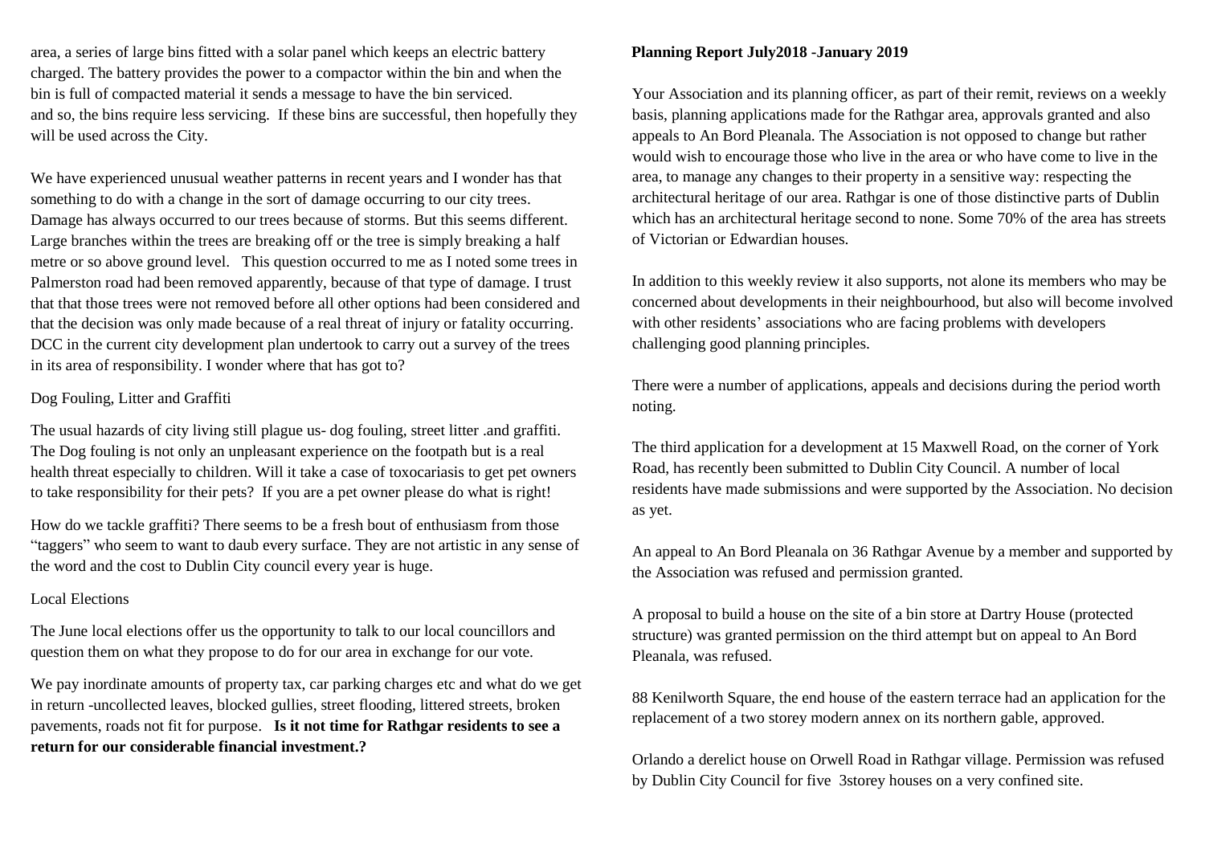area, a series of large bins fitted with a solar panel which keeps an electric battery charged. The battery provides the power to a compactor within the bin and when the bin is full of compacted material it sends a message to have the bin serviced. and so, the bins require less servicing. If these bins are successful, then hopefully they will be used across the City.

We have experienced unusual weather patterns in recent years and I wonder has that something to do with a change in the sort of damage occurring to our city trees. Damage has always occurred to our trees because of storms. But this seems different. Large branches within the trees are breaking off or the tree is simply breaking a half metre or so above ground level. This question occurred to me as I noted some trees in Palmerston road had been removed apparently, because of that type of damage. I trust that that those trees were not removed before all other options had been considered and that the decision was only made because of a real threat of injury or fatality occurring. DCC in the current city development plan undertook to carry out a survey of the trees in its area of responsibility. I wonder where that has got to?

Dog Fouling, Litter and Graffiti

The usual hazards of city living still plague us- dog fouling, street litter .and graffiti. The Dog fouling is not only an unpleasant experience on the footpath but is a real health threat especially to children. Will it take a case of toxocariasis to get pet owners to take responsibility for their pets? If you are a pet owner please do what is right!

How do we tackle graffiti? There seems to be a fresh bout of enthusiasm from those "taggers" who seem to want to daub every surface. They are not artistic in any sense of the word and the cost to Dublin City council every year is huge.

Local Elections

The June local elections offer us the opportunity to talk to our local councillors and question them on what they propose to do for our area in exchange for our vote.

We pay inordinate amounts of property tax, car parking charges etc and what do we get in return -uncollected leaves, blocked gullies, street flooding, littered streets, broken pavements, roads not fit for purpose. **Is it not time for Rathgar residents to see a return for our considerable financial investment.?**

**Planning Report July2018 -January 2019**

Your Association and its planning officer, as part of their remit, reviews on a weekly basis, planning applications made for the Rathgar area, approvals granted and also appeals to An Bord Pleanala. The Association is not opposed to change but rather would wish to encourage those who live in the area or who have come to live in the area, to manage any changes to their property in a sensitive way: respecting the architectural heritage of our area. Rathgar is one of those distinctive parts of Dublin which has an architectural heritage second to none. Some 70% of the area has streets of Victorian or Edwardian houses.

In addition to this weekly review it also supports, not alone its members who may be concerned about developments in their neighbourhood, but also will become involved with other residents' associations who are facing problems with developers challenging good planning principles.

There were a number of applications, appeals and decisions during the period worth noting.

The third application for a development at 15 Maxwell Road, on the corner of York Road, has recently been submitted to Dublin City Council. A number of local residents have made submissions and were supported by the Association. No decision as yet.

An appeal to An Bord Pleanala on 36 Rathgar Avenue by a member and supported by the Association was refused and permission granted.

A proposal to build a house on the site of a bin store at Dartry House (protected structure) was granted permission on the third attempt but on appeal to An Bord Pleanala, was refused.

88 Kenilworth Square, the end house of the eastern terrace had an application for the replacement of a two storey modern annex on its northern gable, approved.

Orlando a derelict house on Orwell Road in Rathgar village. Permission was refused by Dublin City Council for five 3storey houses on a very confined site.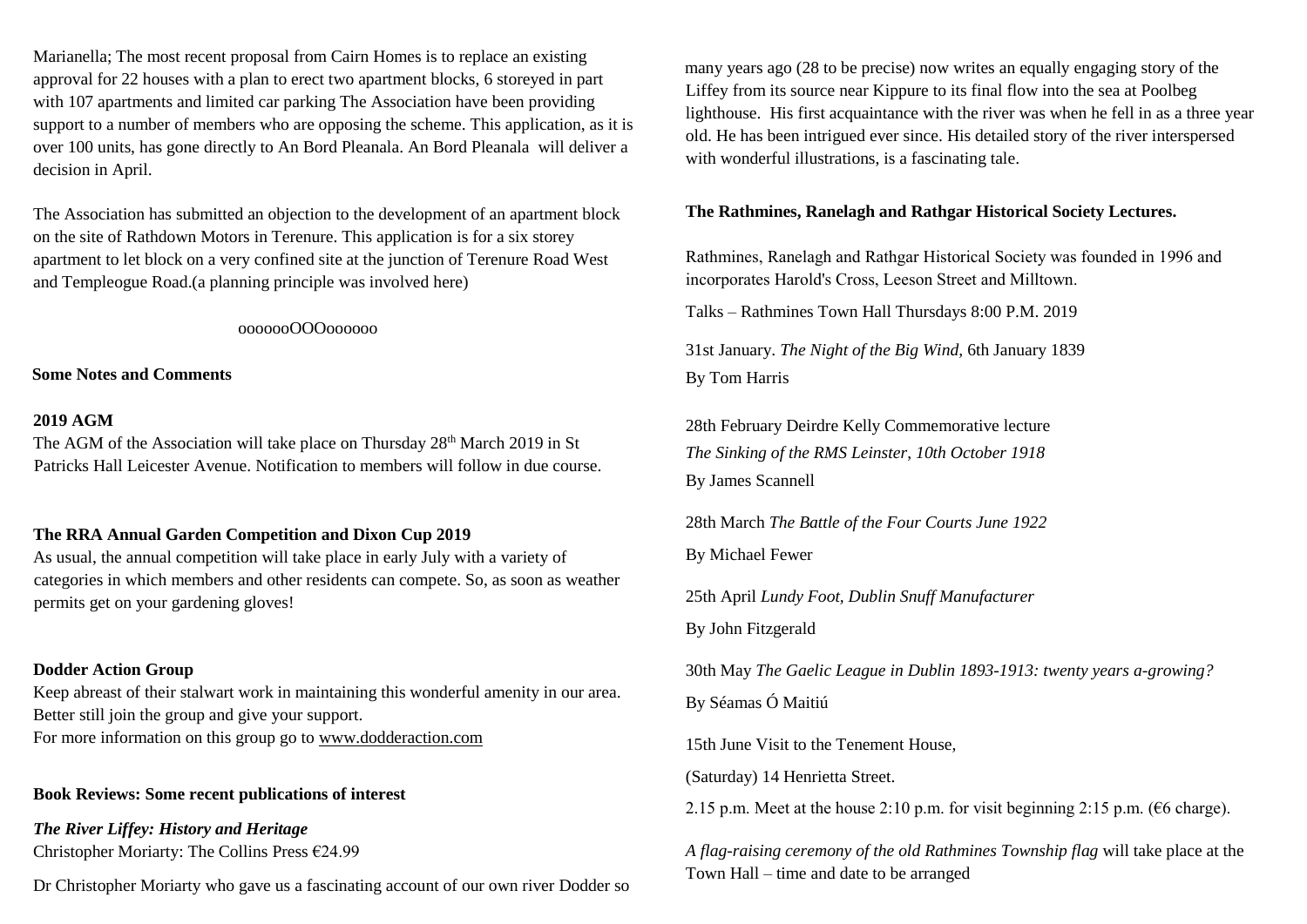Marianella; The most recent proposal from Cairn Homes is to replace an existing approval for 22 houses with a plan to erect two apartment blocks, 6 storeyed in part with 107 apartments and limited car parking The Association have been providing support to a number of members who are opposing the scheme. This application, as it is over 100 units, has gone directly to An Bord Pleanala. An Bord Pleanala will deliver a decision in April.

The Association has submitted an objection to the development of an apartment block on the site of Rathdown Motors in Terenure. This application is for a six storey apartment to let block on a very confined site at the junction of Terenure Road West and Templeogue Road.(a planning principle was involved here)

ooooooOOOoooooo

## Some Notes and Comments

### 2019 AGM

The AGM of the Association will take place on Thursday 28th March 2019 in St Patricks Hall Leicester Avenue. Notification to members will follow in due course.

### The RRA Annual Garden Competition and Dixon Cup 2019

As usual, the annual competition will take place in early July with a variety of categories in which members and other residents can compete. So, as soon as weather permits get on your gardening gloves!

### Dodder Action Group

Keep abreast of their stalwart work in maintaining this wonderful amenity in our area. Better still join the group and give your support.
For more information on this group go to www.dodderaction.com

### Book Reviews: Some recent publications of interest

***The River Liffey: History and Heritage***
Christopher Moriarty: The Collins Press €24.99

Dr Christopher Moriarty who gave us a fascinating account of our own river Dodder so many years ago (28 to be precise) now writes an equally engaging story of the Liffey from its source near Kippure to its final flow into the sea at Poolbeg lighthouse. His first acquaintance with the river was when he fell in as a three year old. He has been intrigued ever since. His detailed story of the river interspersed with wonderful illustrations, is a fascinating tale.

### The Rathmines, Ranelagh and Rathgar Historical Society Lectures.

Rathmines, Ranelagh and Rathgar Historical Society was founded in 1996 and incorporates Harold's Cross, Leeson Street and Milltown.

Talks – Rathmines Town Hall Thursdays 8:00 P.M. 2019

31st January. *The Night of the Big Wind,* 6th January 1839
By Tom Harris

28th February Deirdre Kelly Commemorative lecture
*The Sinking of the RMS Leinster, 10th October 1918*
By James Scannell

28th March *The Battle of the Four Courts June 1922*
By Michael Fewer

25th April *Lundy Foot, Dublin Snuff Manufacturer*
By John Fitzgerald

30th May *The Gaelic League in Dublin 1893-1913: twenty years a-growing?*
By Séamas Ó Maitiú

15th June Visit to the Tenement House,
(Saturday) 14 Henrietta Street.
2.15 p.m. Meet at the house 2:10 p.m. for visit beginning 2:15 p.m. (€6 charge).

*A flag-raising ceremony of the old Rathmines Township flag* will take place at the Town Hall – time and date to be arranged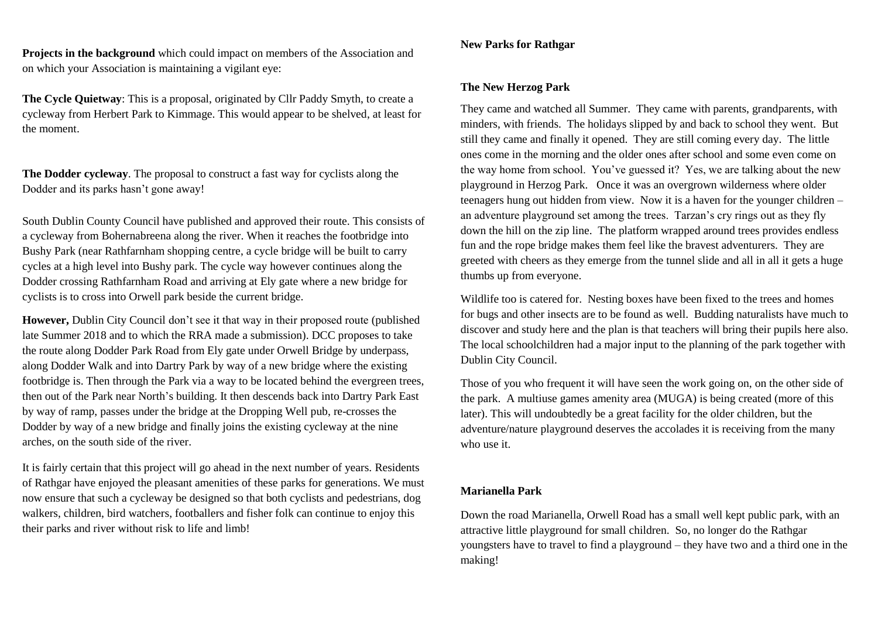**Projects in the background** which could impact on members of the Association and on which your Association is maintaining a vigilant eye:

**The Cycle Quietway**: This is a proposal, originated by Cllr Paddy Smyth, to create a cycleway from Herbert Park to Kimmage. This would appear to be shelved, at least for the moment.

**The Dodder cycleway**. The proposal to construct a fast way for cyclists along the Dodder and its parks hasn't gone away!

South Dublin County Council have published and approved their route. This consists of a cycleway from Bohernabreena along the river. When it reaches the footbridge into Bushy Park (near Rathfarnham shopping centre, a cycle bridge will be built to carry cycles at a high level into Bushy park. The cycle way however continues along the Dodder crossing Rathfarnham Road and arriving at Ely gate where a new bridge for cyclists is to cross into Orwell park beside the current bridge.

**However,** Dublin City Council don't see it that way in their proposed route (published late Summer 2018 and to which the RRA made a submission). DCC proposes to take the route along Dodder Park Road from Ely gate under Orwell Bridge by underpass, along Dodder Walk and into Dartry Park by way of a new bridge where the existing footbridge is. Then through the Park via a way to be located behind the evergreen trees, then out of the Park near North's building. It then descends back into Dartry Park East by way of ramp, passes under the bridge at the Dropping Well pub, re-crosses the Dodder by way of a new bridge and finally joins the existing cycleway at the nine arches, on the south side of the river.

It is fairly certain that this project will go ahead in the next number of years. Residents of Rathgar have enjoyed the pleasant amenities of these parks for generations. We must now ensure that such a cycleway be designed so that both cyclists and pedestrians, dog walkers, children, bird watchers, footballers and fisher folk can continue to enjoy this their parks and river without risk to life and limb!

## New Parks for Rathgar

### The New Herzog Park

They came and watched all Summer. They came with parents, grandparents, with minders, with friends. The holidays slipped by and back to school they went. But still they came and finally it opened. They are still coming every day. The little ones come in the morning and the older ones after school and some even come on the way home from school. You've guessed it? Yes, we are talking about the new playground in Herzog Park. Once it was an overgrown wilderness where older teenagers hung out hidden from view. Now it is a haven for the younger children – an adventure playground set among the trees. Tarzan's cry rings out as they fly down the hill on the zip line. The platform wrapped around trees provides endless fun and the rope bridge makes them feel like the bravest adventurers. They are greeted with cheers as they emerge from the tunnel slide and all in all it gets a huge thumbs up from everyone.

Wildlife too is catered for. Nesting boxes have been fixed to the trees and homes for bugs and other insects are to be found as well. Budding naturalists have much to discover and study here and the plan is that teachers will bring their pupils here also. The local schoolchildren had a major input to the planning of the park together with Dublin City Council.

Those of you who frequent it will have seen the work going on, on the other side of the park. A multiuse games amenity area (MUGA) is being created (more of this later). This will undoubtedly be a great facility for the older children, but the adventure/nature playground deserves the accolades it is receiving from the many who use it.

### Marianella Park

Down the road Marianella, Orwell Road has a small well kept public park, with an attractive little playground for small children. So, no longer do the Rathgar youngsters have to travel to find a playground – they have two and a third one in the making!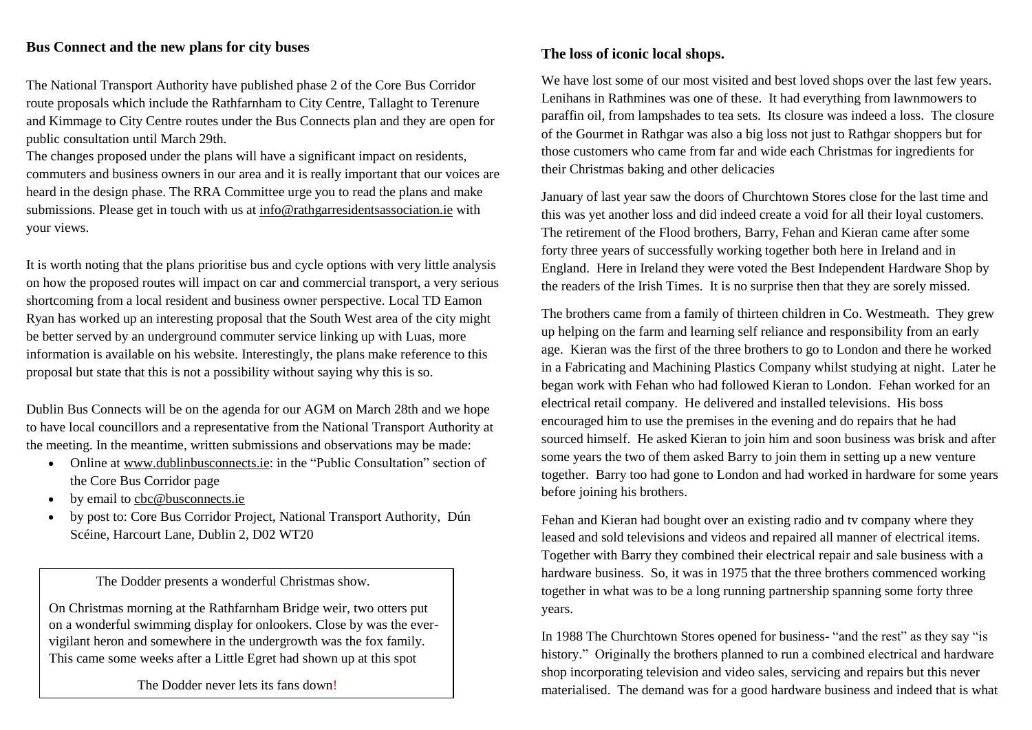## Bus Connect and the new plans for city buses

The National Transport Authority have published phase 2 of the Core Bus Corridor route proposals which include the Rathfarnham to City Centre, Tallaght to Terenure and Kimmage to City Centre routes under the Bus Connects plan and they are open for public consultation until March 29th.

The changes proposed under the plans will have a significant impact on residents, commuters and business owners in our area and it is really important that our voices are heard in the design phase. The RRA Committee urge you to read the plans and make submissions. Please get in touch with us at info@rathgarresidentsassociation.ie with your views.

It is worth noting that the plans prioritise bus and cycle options with very little analysis on how the proposed routes will impact on car and commercial transport, a very serious shortcoming from a local resident and business owner perspective. Local TD Eamon Ryan has worked up an interesting proposal that the South West area of the city might be better served by an underground commuter service linking up with Luas, more information is available on his website. Interestingly, the plans make reference to this proposal but state that this is not a possibility without saying why this is so.

Dublin Bus Connects will be on the agenda for our AGM on March 28th and we hope to have local councillors and a representative from the National Transport Authority at the meeting. In the meantime, written submissions and observations may be made:

- Online at www.dublinbusconnects.ie: in the "Public Consultation" section of the Core Bus Corridor page
- by email to cbc@busconnects.ie
- by post to: Core Bus Corridor Project, National Transport Authority, Dún Scéine, Harcourt Lane, Dublin 2, D02 WT20

> The Dodder presents a wonderful Christmas show.
>
> On Christmas morning at the Rathfarnham Bridge weir, two otters put on a wonderful swimming display for onlookers. Close by was the ever-vigilant heron and somewhere in the undergrowth was the fox family. This came some weeks after a Little Egret had shown up at this spot
>
> The Dodder never lets its fans down!

## The loss of iconic local shops.

We have lost some of our most visited and best loved shops over the last few years. Lenihans in Rathmines was one of these. It had everything from lawnmowers to paraffin oil, from lampshades to tea sets. Its closure was indeed a loss. The closure of the Gourmet in Rathgar was also a big loss not just to Rathgar shoppers but for those customers who came from far and wide each Christmas for ingredients for their Christmas baking and other delicacies

January of last year saw the doors of Churchtown Stores close for the last time and this was yet another loss and did indeed create a void for all their loyal customers. The retirement of the Flood brothers, Barry, Fehan and Kieran came after some forty three years of successfully working together both here in Ireland and in England. Here in Ireland they were voted the Best Independent Hardware Shop by the readers of the Irish Times. It is no surprise then that they are sorely missed.

The brothers came from a family of thirteen children in Co. Westmeath. They grew up helping on the farm and learning self reliance and responsibility from an early age. Kieran was the first of the three brothers to go to London and there he worked in a Fabricating and Machining Plastics Company whilst studying at night. Later he began work with Fehan who had followed Kieran to London. Fehan worked for an electrical retail company. He delivered and installed televisions. His boss encouraged him to use the premises in the evening and do repairs that he had sourced himself. He asked Kieran to join him and soon business was brisk and after some years the two of them asked Barry to join them in setting up a new venture together. Barry too had gone to London and had worked in hardware for some years before joining his brothers.

Fehan and Kieran had bought over an existing radio and tv company where they leased and sold televisions and videos and repaired all manner of electrical items. Together with Barry they combined their electrical repair and sale business with a hardware business. So, it was in 1975 that the three brothers commenced working together in what was to be a long running partnership spanning some forty three years.

In 1988 The Churchtown Stores opened for business- "and the rest" as they say "is history." Originally the brothers planned to run a combined electrical and hardware shop incorporating television and video sales, servicing and repairs but this never materialised. The demand was for a good hardware business and indeed that is what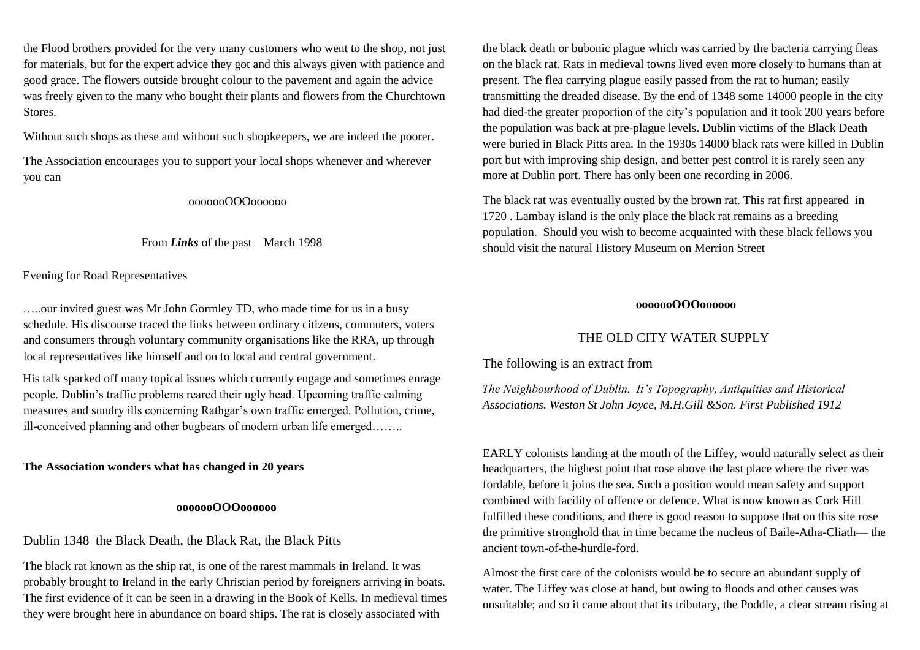the Flood brothers provided for the very many customers who went to the shop, not just for materials, but for the expert advice they got and this always given with patience and good grace. The flowers outside brought colour to the pavement and again the advice was freely given to the many who bought their plants and flowers from the Churchtown Stores.

Without such shops as these and without such shopkeepers, we are indeed the poorer.

The Association encourages you to support your local shops whenever and wherever you can

ooooooOOOoooooo

From ***Links*** of the past    March 1998

Evening for Road Representatives

…..our invited guest was Mr John Gormley TD, who made time for us in a busy schedule. His discourse traced the links between ordinary citizens, commuters, voters and consumers through voluntary community organisations like the RRA, up through local representatives like himself and on to local and central government.

His talk sparked off many topical issues which currently engage and sometimes enrage people. Dublin's traffic problems reared their ugly head. Upcoming traffic calming measures and sundry ills concerning Rathgar's own traffic emerged. Pollution, crime, ill-conceived planning and other bugbears of modern urban life emerged……..

**The Association wonders what has changed in 20 years**

**ooooooOOOoooooo**

## Dublin 1348  the Black Death, the Black Rat, the Black Pitts

The black rat known as the ship rat, is one of the rarest mammals in Ireland. It was probably brought to Ireland in the early Christian period by foreigners arriving in boats. The first evidence of it can be seen in a drawing in the Book of Kells. In medieval times they were brought here in abundance on board ships. The rat is closely associated with the black death or bubonic plague which was carried by the bacteria carrying fleas on the black rat. Rats in medieval towns lived even more closely to humans than at present. The flea carrying plague easily passed from the rat to human; easily transmitting the dreaded disease. By the end of 1348 some 14000 people in the city had died-the greater proportion of the city's population and it took 200 years before the population was back at pre-plague levels. Dublin victims of the Black Death were buried in Black Pitts area. In the 1930s 14000 black rats were killed in Dublin port but with improving ship design, and better pest control it is rarely seen any more at Dublin port. There has only been one recording in 2006.

The black rat was eventually ousted by the brown rat. This rat first appeared  in 1720 . Lambay island is the only place the black rat remains as a breeding population.  Should you wish to become acquainted with these black fellows you should visit the natural History Museum on Merrion Street

**ooooooOOOoooooo**

## THE OLD CITY WATER SUPPLY

The following is an extract from

*The Neighbourhood of Dublin.  It's Topography, Antiquities and Historical Associations. Weston St John Joyce, M.H.Gill &Son. First Published 1912*

EARLY colonists landing at the mouth of the Liffey, would naturally select as their headquarters, the highest point that rose above the last place where the river was fordable, before it joins the sea. Such a position would mean safety and support combined with facility of offence or defence. What is now known as Cork Hill fulfilled these conditions, and there is good reason to suppose that on this site rose the primitive stronghold that in time became the nucleus of Baile-Atha-Cliath— the ancient town-of-the-hurdle-ford.

Almost the first care of the colonists would be to secure an abundant supply of water. The Liffey was close at hand, but owing to floods and other causes was unsuitable; and so it came about that its tributary, the Poddle, a clear stream rising at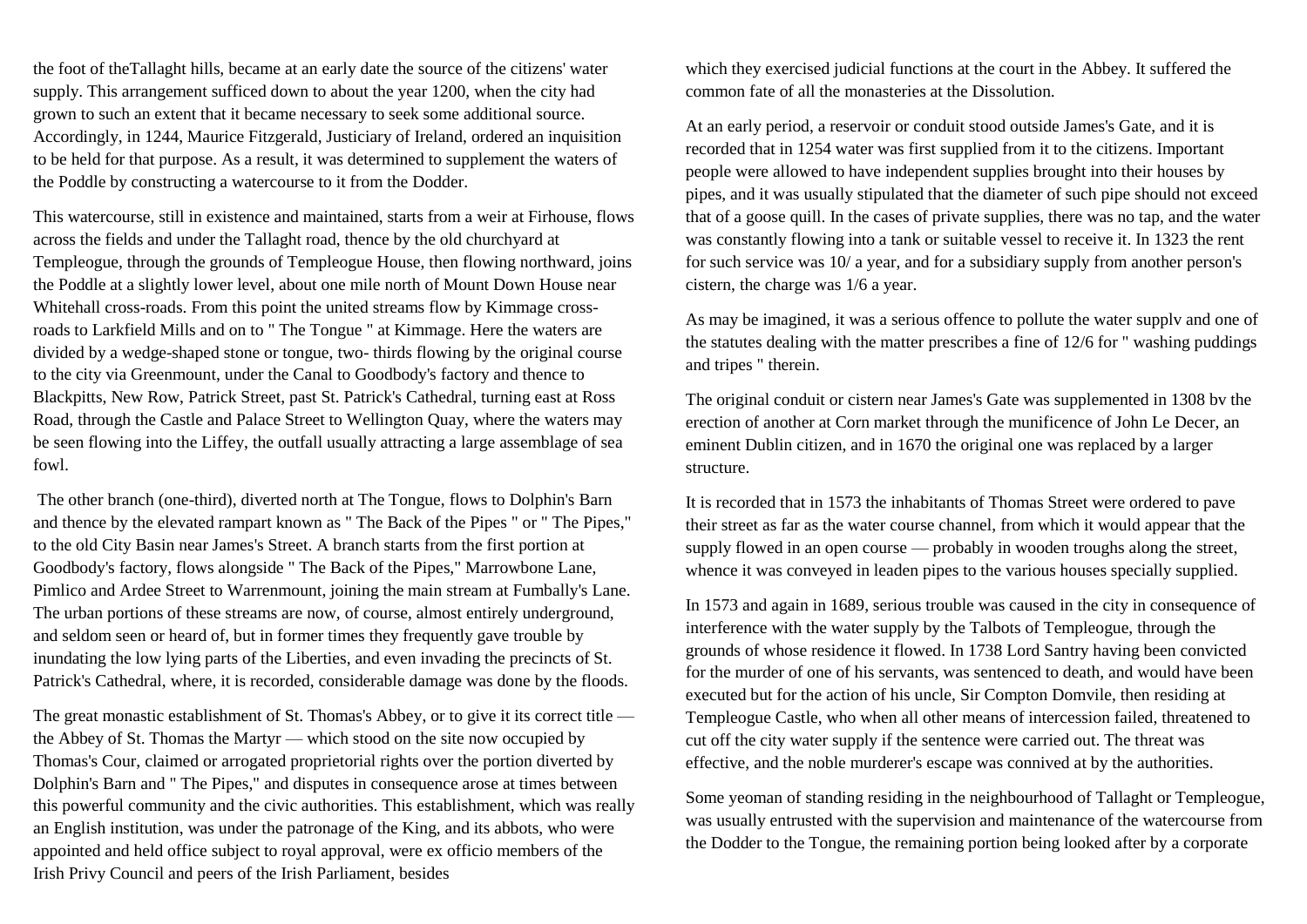the foot of theTallaght hills, became at an early date the source of the citizens' water supply. This arrangement sufficed down to about the year 1200, when the city had grown to such an extent that it became necessary to seek some additional source. Accordingly, in 1244, Maurice Fitzgerald, Justiciary of Ireland, ordered an inquisition to be held for that purpose. As a result, it was determined to supplement the waters of the Poddle by constructing a watercourse to it from the Dodder.

This watercourse, still in existence and maintained, starts from a weir at Firhouse, flows across the fields and under the Tallaght road, thence by the old churchyard at Templeogue, through the grounds of Templeogue House, then flowing northward, joins the Poddle at a slightly lower level, about one mile north of Mount Down House near Whitehall cross-roads. From this point the united streams flow by Kimmage cross-roads to Larkfield Mills and on to " The Tongue " at Kimmage. Here the waters are divided by a wedge-shaped stone or tongue, two- thirds flowing by the original course to the city via Greenmount, under the Canal to Goodbody's factory and thence to Blackpitts, New Row, Patrick Street, past St. Patrick's Cathedral, turning east at Ross Road, through the Castle and Palace Street to Wellington Quay, where the waters may be seen flowing into the Liffey, the outfall usually attracting a large assemblage of sea fowl.

The other branch (one-third), diverted north at The Tongue, flows to Dolphin's Barn and thence by the elevated rampart known as " The Back of the Pipes " or " The Pipes," to the old City Basin near James's Street. A branch starts from the first portion at Goodbody's factory, flows alongside " The Back of the Pipes," Marrowbone Lane, Pimlico and Ardee Street to Warrenmount, joining the main stream at Fumbally's Lane. The urban portions of these streams are now, of course, almost entirely underground, and seldom seen or heard of, but in former times they frequently gave trouble by inundating the low lying parts of the Liberties, and even invading the precincts of St. Patrick's Cathedral, where, it is recorded, considerable damage was done by the floods.

The great monastic establishment of St. Thomas's Abbey, or to give it its correct title — the Abbey of St. Thomas the Martyr — which stood on the site now occupied by Thomas's Cour, claimed or arrogated proprietorial rights over the portion diverted by Dolphin's Barn and " The Pipes," and disputes in consequence arose at times between this powerful community and the civic authorities. This establishment, which was really an English institution, was under the patronage of the King, and its abbots, who were appointed and held office subject to royal approval, were ex officio members of the Irish Privy Council and peers of the Irish Parliament, besides which they exercised judicial functions at the court in the Abbey. It suffered the common fate of all the monasteries at the Dissolution.

At an early period, a reservoir or conduit stood outside James's Gate, and it is recorded that in 1254 water was first supplied from it to the citizens. Important people were allowed to have independent supplies brought into their houses by pipes, and it was usually stipulated that the diameter of such pipe should not exceed that of a goose quill. In the cases of private supplies, there was no tap, and the water was constantly flowing into a tank or suitable vessel to receive it. In 1323 the rent for such service was 10/ a year, and for a subsidiary supply from another person's cistern, the charge was 1/6 a year.

As may be imagined, it was a serious offence to pollute the water supplv and one of the statutes dealing with the matter prescribes a fine of 12/6 for " washing puddings and tripes " therein.

The original conduit or cistern near James's Gate was supplemented in 1308 bv the erection of another at Corn market through the munificence of John Le Decer, an eminent Dublin citizen, and in 1670 the original one was replaced by a larger structure.

It is recorded that in 1573 the inhabitants of Thomas Street were ordered to pave their street as far as the water course channel, from which it would appear that the supply flowed in an open course — probably in wooden troughs along the street, whence it was conveyed in leaden pipes to the various houses specially supplied.

In 1573 and again in 1689, serious trouble was caused in the city in consequence of interference with the water supply by the Talbots of Templeogue, through the grounds of whose residence it flowed. In 1738 Lord Santry having been convicted for the murder of one of his servants, was sentenced to death, and would have been executed but for the action of his uncle, Sir Compton Domvile, then residing at Templeogue Castle, who when all other means of intercession failed, threatened to cut off the city water supply if the sentence were carried out. The threat was effective, and the noble murderer's escape was connived at by the authorities.

Some yeoman of standing residing in the neighbourhood of Tallaght or Templeogue, was usually entrusted with the supervision and maintenance of the watercourse from the Dodder to the Tongue, the remaining portion being looked after by a corporate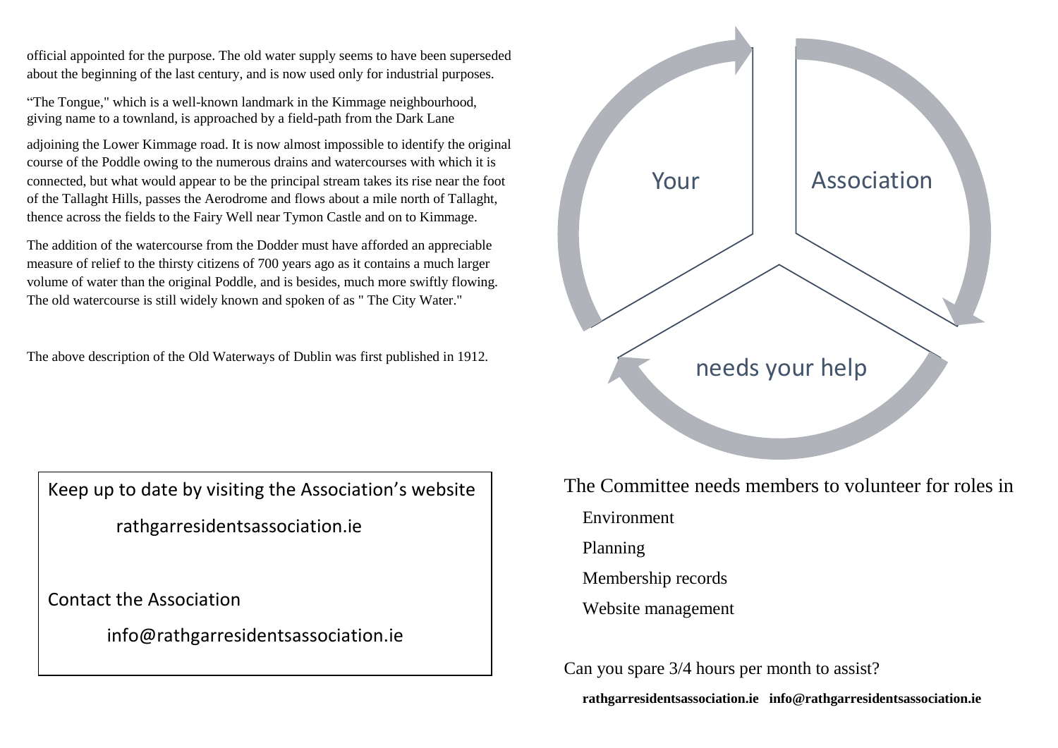official appointed for the purpose. The old water supply seems to have been superseded about the beginning of the last century, and is now used only for industrial purposes.

“The Tongue," which is a well-known landmark in the Kimmage neighbourhood, giving name to a townland, is approached by a field-path from the Dark Lane adjoining the Lower Kimmage road. It is now almost impossible to identify the original course of the Poddle owing to the numerous drains and watercourses with which it is connected, but what would appear to be the principal stream takes its rise near the foot of the Tallaght Hills, passes the Aerodrome and flows about a mile north of Tallaght, thence across the fields to the Fairy Well near Tymon Castle and on to Kimmage.

The addition of the watercourse from the Dodder must have afforded an appreciable measure of relief to the thirsty citizens of 700 years ago as it contains a much larger volume of water than the original Poddle, and is besides, much more swiftly flowing. The old watercourse is still widely known and spoken of as " The City Water."

The above description of the Old Waterways of Dublin was first published in 1912.

Keep up to date by visiting the Association’s website

rathgarresidentsassociation.ie

Contact the Association

info@rathgarresidentsassociation.ie

Your

Association

needs your help

The Committee needs members to volunteer for roles in

- Environment
- Planning
- Membership records
- Website management

Can you spare 3/4 hours per month to assist?

**rathgarresidentsassociation.ie info@rathgarresidentsassociation.ie**